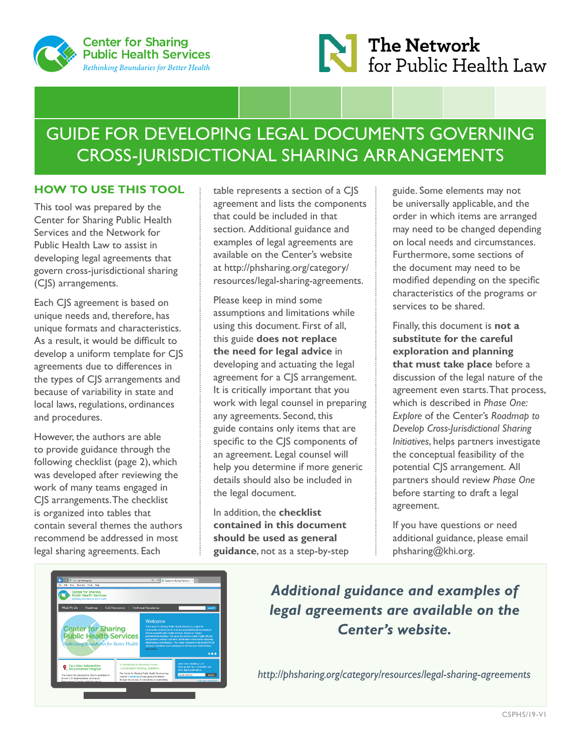Center for Sharing Public Health Services
*Rethinking Boundaries for Better Health*

The Network for Public Health Law

# GUIDE FOR DEVELOPING LEGAL DOCUMENTS GOVERNING CROSS-JURISDICTIONAL SHARING ARRANGEMENTS

## HOW TO USE THIS TOOL

This tool was prepared by the Center for Sharing Public Health Services and the Network for Public Health Law to assist in developing legal agreements that govern cross-jurisdictional sharing (CJS) arrangements.

Each CJS agreement is based on unique needs and, therefore, has unique formats and characteristics. As a result, it would be difficult to develop a uniform template for CJS agreements due to differences in the types of CJS arrangements and because of variability in state and local laws, regulations, ordinances and procedures.

However, the authors are able to provide guidance through the following checklist (page 2), which was developed after reviewing the work of many teams engaged in CJS arrangements. The checklist is organized into tables that contain several themes the authors recommend be addressed in most legal sharing agreements. Each table represents a section of a CJS agreement and lists the components that could be included in that section. Additional guidance and examples of legal agreements are available on the Center's website at http://phsharing.org/category/resources/legal-sharing-agreements.

Please keep in mind some assumptions and limitations while using this document. First of all, this guide **does not replace the need for legal advice** in developing and actuating the legal agreement for a CJS arrangement. It is critically important that you work with legal counsel in preparing any agreements. Second, this guide contains only items that are specific to the CJS components of an agreement. Legal counsel will help you determine if more generic details should also be included in the legal document.

In addition, the **checklist contained in this document should be used as general guidance**, not as a step-by-step guide. Some elements may not be universally applicable, and the order in which items are arranged may need to be changed depending on local needs and circumstances. Furthermore, some sections of the document may need to be modified depending on the specific characteristics of the programs or services to be shared.

Finally, this document is **not a substitute for the careful exploration and planning that must take place** before a discussion of the legal nature of the agreement even starts. That process, which is described in *Phase One: Explore* of the Center's *Roadmap to Develop Cross-Jurisdictional Sharing Initiatives*, helps partners investigate the conceptual feasibility of the potential CJS arrangement. All partners should review *Phase One* before starting to draft a legal agreement.

If you have questions or need additional guidance, please email phsharing@khi.org.

***Additional guidance and examples of legal agreements are available on the Center's website.***

*http://phsharing.org/category/resources/legal-sharing-agreements*

CSPHS/19-V1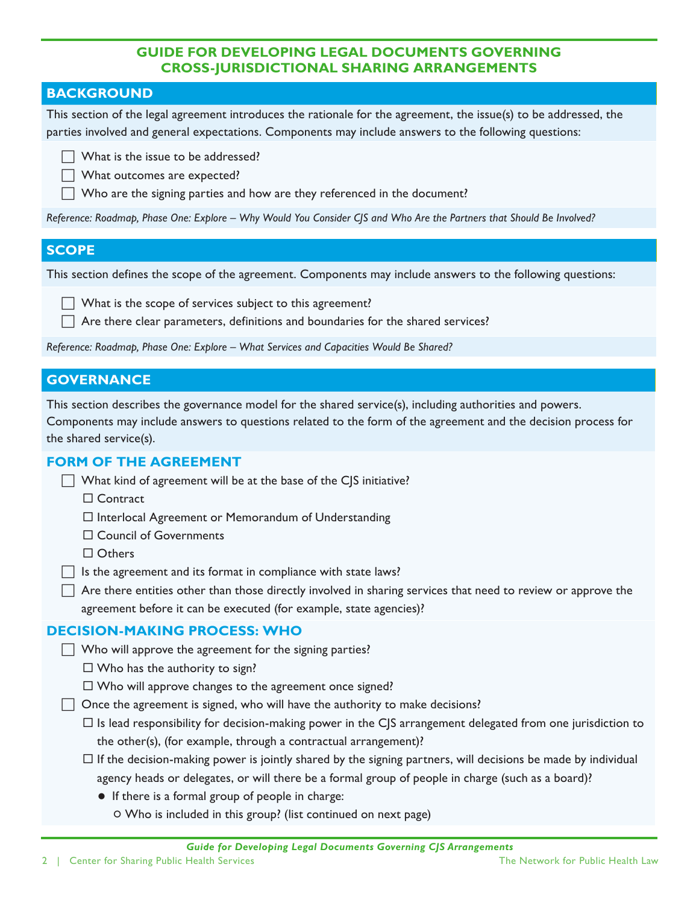# GUIDE FOR DEVELOPING LEGAL DOCUMENTS GOVERNING CROSS-JURISDICTIONAL SHARING ARRANGEMENTS

## BACKGROUND

This section of the legal agreement introduces the rationale for the agreement, the issue(s) to be addressed, the parties involved and general expectations. Components may include answers to the following questions:

- ☐ What is the issue to be addressed?
- ☐ What outcomes are expected?
- ☐ Who are the signing parties and how are they referenced in the document?

*Reference: Roadmap, Phase One: Explore – Why Would You Consider CJS and Who Are the Partners that Should Be Involved?*

## SCOPE

This section defines the scope of the agreement. Components may include answers to the following questions:

- ☐ What is the scope of services subject to this agreement?
- ☐ Are there clear parameters, definitions and boundaries for the shared services?

*Reference: Roadmap, Phase One: Explore – What Services and Capacities Would Be Shared?*

## GOVERNANCE

This section describes the governance model for the shared service(s), including authorities and powers. Components may include answers to questions related to the form of the agreement and the decision process for the shared service(s).

### FORM OF THE AGREEMENT

- ☐ What kind of agreement will be at the base of the CJS initiative?
  - ☐ Contract
  - ☐ Interlocal Agreement or Memorandum of Understanding
  - ☐ Council of Governments
  - ☐ Others
- ☐ Is the agreement and its format in compliance with state laws?
- ☐ Are there entities other than those directly involved in sharing services that need to review or approve the agreement before it can be executed (for example, state agencies)?

### DECISION-MAKING PROCESS: WHO

- ☐ Who will approve the agreement for the signing parties?
  - ☐ Who has the authority to sign?
  - ☐ Who will approve changes to the agreement once signed?
- ☐ Once the agreement is signed, who will have the authority to make decisions?
  - ☐ Is lead responsibility for decision-making power in the CJS arrangement delegated from one jurisdiction to the other(s), (for example, through a contractual arrangement)?
  - ☐ If the decision-making power is jointly shared by the signing partners, will decisions be made by individual agency heads or delegates, or will there be a formal group of people in charge (such as a board)?
    - If there is a formal group of people in charge:
      - Who is included in this group? (list continued on next page)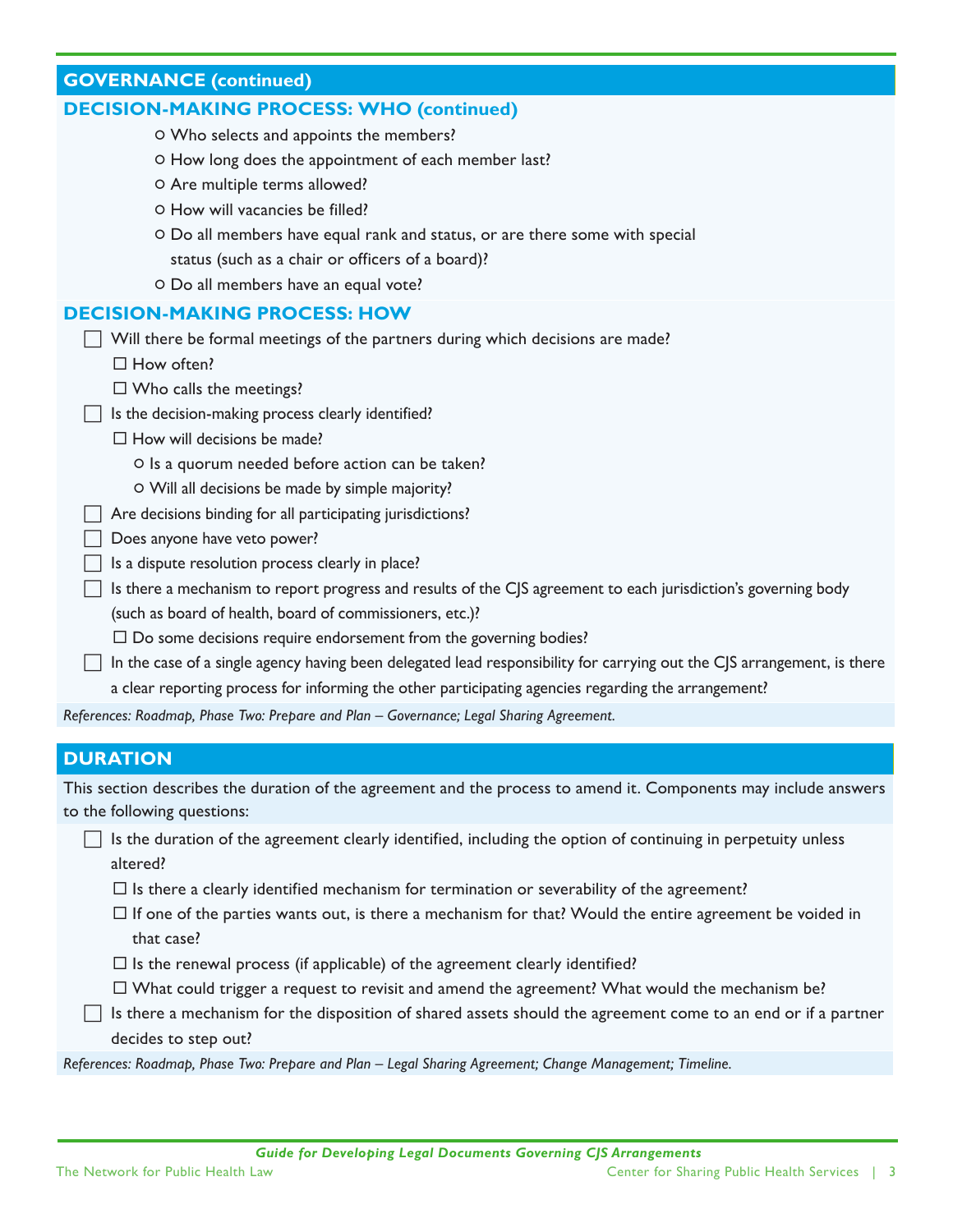## GOVERNANCE (continued)

### DECISION-MAKING PROCESS: WHO (continued)

- ○ Who selects and appoints the members?
- ○ How long does the appointment of each member last?
- ○ Are multiple terms allowed?
- ○ How will vacancies be filled?
- ○ Do all members have equal rank and status, or are there some with special status (such as a chair or officers of a board)?
- ○ Do all members have an equal vote?

### DECISION-MAKING PROCESS: HOW

- ☐ Will there be formal meetings of the partners during which decisions are made?
  - ☐ How often?
  - ☐ Who calls the meetings?
- ☐ Is the decision-making process clearly identified?
  - ☐ How will decisions be made?
    - ○ Is a quorum needed before action can be taken?
    - ○ Will all decisions be made by simple majority?
- ☐ Are decisions binding for all participating jurisdictions?
- ☐ Does anyone have veto power?
- ☐ Is a dispute resolution process clearly in place?
- ☐ Is there a mechanism to report progress and results of the CJS agreement to each jurisdiction's governing body (such as board of health, board of commissioners, etc.)?
  - ☐ Do some decisions require endorsement from the governing bodies?
- ☐ In the case of a single agency having been delegated lead responsibility for carrying out the CJS arrangement, is there a clear reporting process for informing the other participating agencies regarding the arrangement?

*References: Roadmap, Phase Two: Prepare and Plan – Governance; Legal Sharing Agreement.*

## DURATION

This section describes the duration of the agreement and the process to amend it. Components may include answers to the following questions:

- ☐ Is the duration of the agreement clearly identified, including the option of continuing in perpetuity unless altered?
  - ☐ Is there a clearly identified mechanism for termination or severability of the agreement?
  - ☐ If one of the parties wants out, is there a mechanism for that? Would the entire agreement be voided in that case?
  - ☐ Is the renewal process (if applicable) of the agreement clearly identified?
  - ☐ What could trigger a request to revisit and amend the agreement? What would the mechanism be?
- ☐ Is there a mechanism for the disposition of shared assets should the agreement come to an end or if a partner decides to step out?

*References: Roadmap, Phase Two: Prepare and Plan – Legal Sharing Agreement; Change Management; Timeline.*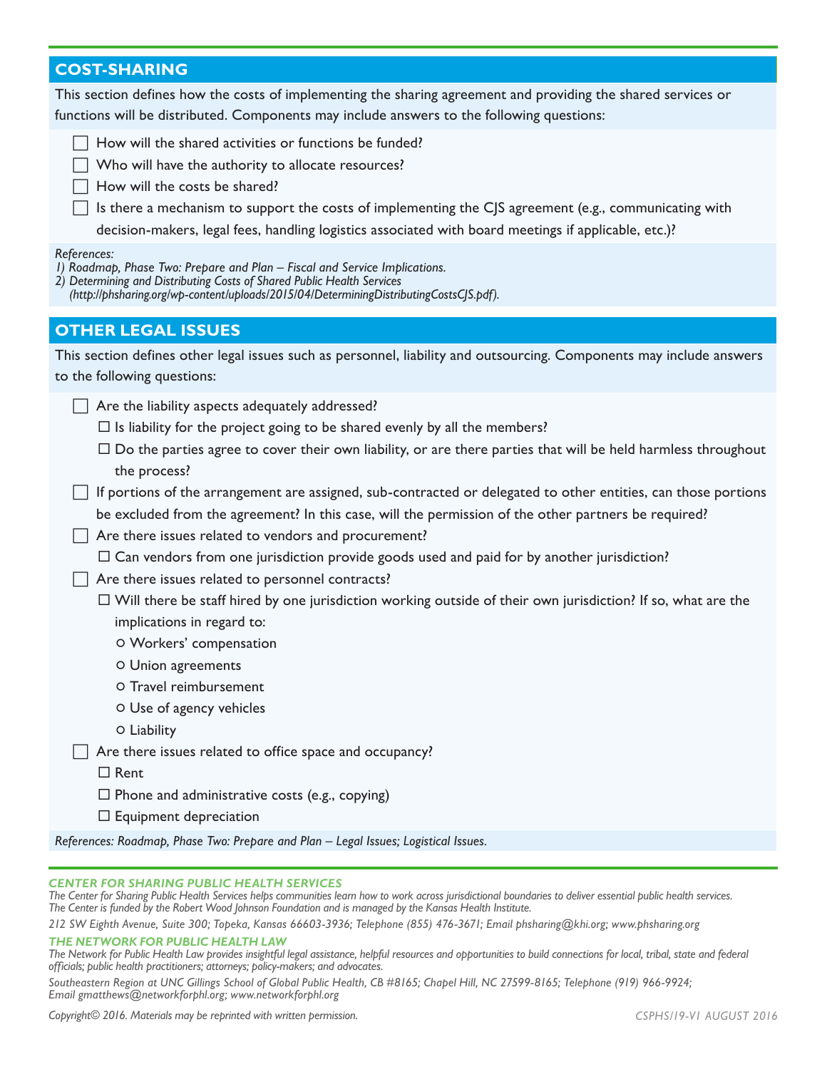## COST-SHARING

This section defines how the costs of implementing the sharing agreement and providing the shared services or functions will be distributed. Components may include answers to the following questions:

- ☐ How will the shared activities or functions be funded?
- ☐ Who will have the authority to allocate resources?
- ☐ How will the costs be shared?
- ☐ Is there a mechanism to support the costs of implementing the CJS agreement (e.g., communicating with decision-makers, legal fees, handling logistics associated with board meetings if applicable, etc.)?

*References:*
*1) Roadmap, Phase Two: Prepare and Plan – Fiscal and Service Implications.*
*2) Determining and Distributing Costs of Shared Public Health Services (http://phsharing.org/wp-content/uploads/2015/04/DeterminingDistributingCostsCJS.pdf).*

## OTHER LEGAL ISSUES

This section defines other legal issues such as personnel, liability and outsourcing. Components may include answers to the following questions:

- ☐ Are the liability aspects adequately addressed?
  - ☐ Is liability for the project going to be shared evenly by all the members?
  - ☐ Do the parties agree to cover their own liability, or are there parties that will be held harmless throughout the process?
- ☐ If portions of the arrangement are assigned, sub-contracted or delegated to other entities, can those portions be excluded from the agreement? In this case, will the permission of the other partners be required?
- ☐ Are there issues related to vendors and procurement?
  - ☐ Can vendors from one jurisdiction provide goods used and paid for by another jurisdiction?
- ☐ Are there issues related to personnel contracts?
  - ☐ Will there be staff hired by one jurisdiction working outside of their own jurisdiction? If so, what are the implications in regard to:
    - Workers' compensation
    - Union agreements
    - Travel reimbursement
    - Use of agency vehicles
    - Liability
- ☐ Are there issues related to office space and occupancy?
  - ☐ Rent
  - ☐ Phone and administrative costs (e.g., copying)
  - ☐ Equipment depreciation

*References: Roadmap, Phase Two: Prepare and Plan – Legal Issues; Logistical Issues.*

***CENTER FOR SHARING PUBLIC HEALTH SERVICES***

*The Center for Sharing Public Health Services helps communities learn how to work across jurisdictional boundaries to deliver essential public health services. The Center is funded by the Robert Wood Johnson Foundation and is managed by the Kansas Health Institute.*

*212 SW Eighth Avenue, Suite 300; Topeka, Kansas 66603-3936; Telephone (855) 476-3671; Email phsharing@khi.org; www.phsharing.org*

***THE NETWORK FOR PUBLIC HEALTH LAW***

*The Network for Public Health Law provides insightful legal assistance, helpful resources and opportunities to build connections for local, tribal, state and federal officials; public health practitioners; attorneys; policy-makers; and advocates.*

*Southeastern Region at UNC Gillings School of Global Public Health, CB #8165; Chapel Hill, NC 27599-8165; Telephone (919) 966-9924; Email gmatthews@networkforphl.org; www.networkforphl.org*

*Copyright© 2016. Materials may be reprinted with written permission.*

*CSPHS/19-V1 AUGUST 2016*